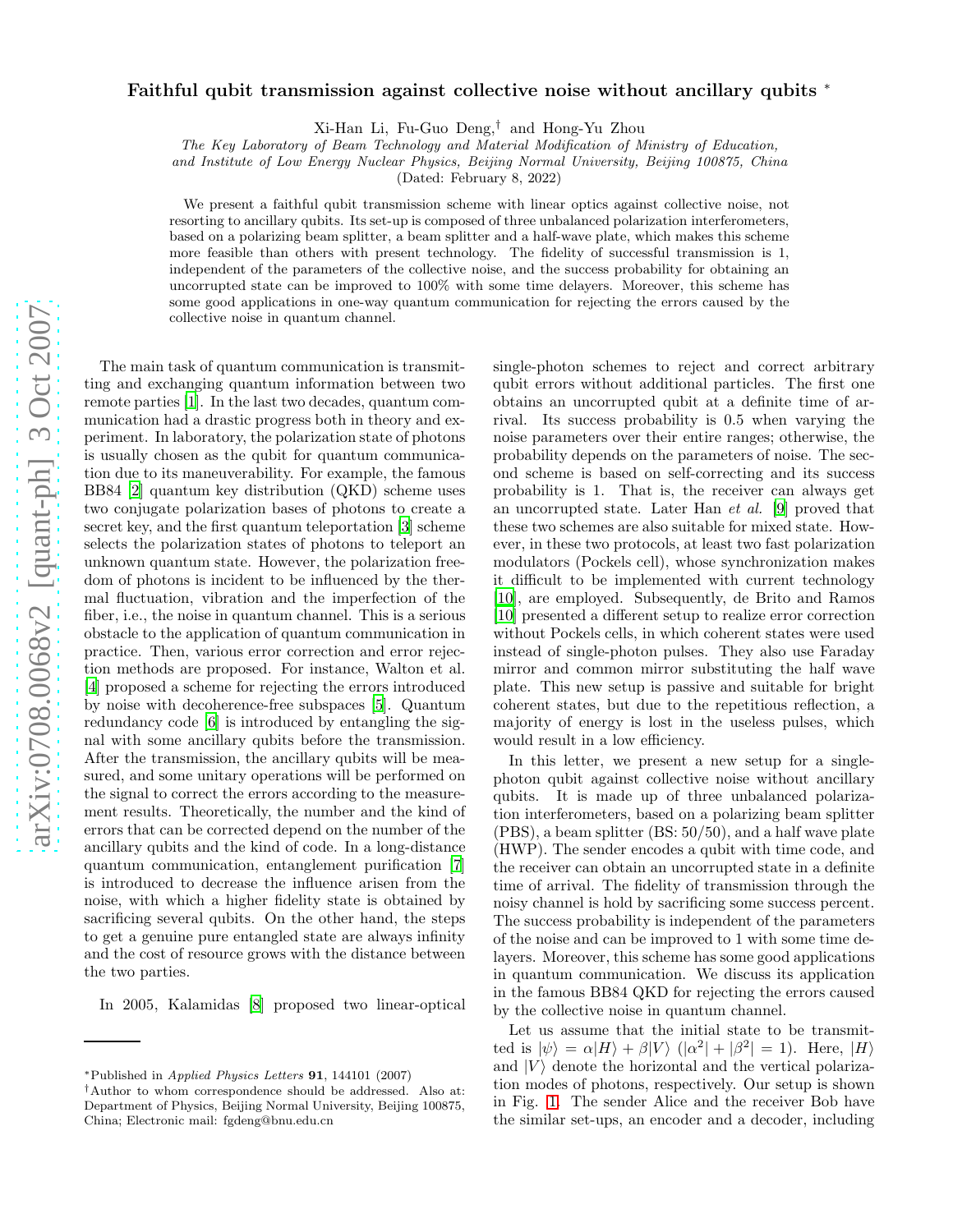# Faithful qubit transmission against collective noise without ancillary qubits *

Xi-Han Li, Fu-Guo Deng,† and Hong-Yu Zhou

*The Key Laboratory of Beam Technology and Material Modification of Ministry of Education, and Institute of Low Energy Nuclear Physics, Beijing Normal University, Beijing 100875, China*

(Dated: February 8, 2022)

We present a faithful qubit transmission scheme with linear optics against collective noise, not resorting to ancillary qubits. Its set-up is composed of three unbalanced polarization interferometers, based on a polarizing beam splitter, a beam splitter and a half-wave plate, which makes this scheme more feasible than others with present technology. The fidelity of successful transmission is 1, independent of the parameters of the collective noise, and the success probability for obtaining an uncorrupted state can be improved to 100% with some time delayers. Moreover, this scheme has some good applications in one-way quantum communication for rejecting the errors caused by the collective noise in quantum channel.

The main task of quantum communication is transmitting and exchanging quantum information between two remote parties [1]. In the last two decades, quantum communication had a drastic progress both in theory and experiment. In laboratory, the polarization state of photons is usually chosen as the qubit for quantum communication due to its maneuverability. For example, the famous BB84 [2] quantum key distribution (QKD) scheme uses two conjugate polarization bases of photons to create a secret key, and the first quantum teleportation [3] scheme selects the polarization states of photons to teleport an unknown quantum state. However, the polarization freedom of photons is incident to be influenced by the thermal fluctuation, vibration and the imperfection of the fiber, i.e., the noise in quantum channel. This is a serious obstacle to the application of quantum communication in practice. Then, various error correction and error rejection methods are proposed. For instance, Walton et al. [4] proposed a scheme for rejecting the errors introduced by noise with decoherence-free subspaces [5]. Quantum redundancy code [6] is introduced by entangling the signal with some ancillary qubits before the transmission. After the transmission, the ancillary qubits will be measured, and some unitary operations will be performed on the signal to correct the errors according to the measurement results. Theoretically, the number and the kind of errors that can be corrected depend on the number of the ancillary qubits and the kind of code. In a long-distance quantum communication, entanglement purification [7] is introduced to decrease the influence arisen from the noise, with which a higher fidelity state is obtained by sacrificing several qubits. On the other hand, the steps to get a genuine pure entangled state are always infinity and the cost of resource grows with the distance between the two parties.

In 2005, Kalamidas [8] proposed two linear-optical single-photon schemes to reject and correct arbitrary qubit errors without additional particles. The first one obtains an uncorrupted qubit at a definite time of arrival. Its success probability is 0.5 when varying the noise parameters over their entire ranges; otherwise, the probability depends on the parameters of noise. The second scheme is based on self-correcting and its success probability is 1. That is, the receiver can always get an uncorrupted state. Later Han *et al.* [9] proved that these two schemes are also suitable for mixed state. However, in these two protocols, at least two fast polarization modulators (Pockels cell), whose synchronization makes it difficult to be implemented with current technology [10], are employed. Subsequently, de Brito and Ramos [10] presented a different setup to realize error correction without Pockels cells, in which coherent states were used instead of single-photon pulses. They also use Faraday mirror and common mirror substituting the half wave plate. This new setup is passive and suitable for bright coherent states, but due to the repetitious reflection, a majority of energy is lost in the useless pulses, which would result in a low efficiency.

In this letter, we present a new setup for a single-photon qubit against collective noise without ancillary qubits. It is made up of three unbalanced polarization interferometers, based on a polarizing beam splitter (PBS), a beam splitter (BS: 50/50), and a half wave plate (HWP). The sender encodes a qubit with time code, and the receiver can obtain an uncorrupted state in a definite time of arrival. The fidelity of transmission through the noisy channel is hold by sacrificing some success percent. The success probability is independent of the parameters of the noise and can be improved to 1 with some time delayers. Moreover, this scheme has some good applications in quantum communication. We discuss its application in the famous BB84 QKD for rejecting the errors caused by the collective noise in quantum channel.

Let us assume that the initial state to be transmitted is $|\psi\rangle = \alpha|H\rangle + \beta|V\rangle$ ($|\alpha^2| + |\beta^2| = 1$). Here, $|H\rangle$ and $|V\rangle$ denote the horizontal and the vertical polarization modes of photons, respectively. Our setup is shown in Fig. 1. The sender Alice and the receiver Bob have the similar set-ups, an encoder and a decoder, including

---

*Published in *Applied Physics Letters* **91**, 144101 (2007)

†Author to whom correspondence should be addressed. Also at: Department of Physics, Beijing Normal University, Beijing 100875, China; Electronic mail: fgdeng@bnu.edu.cn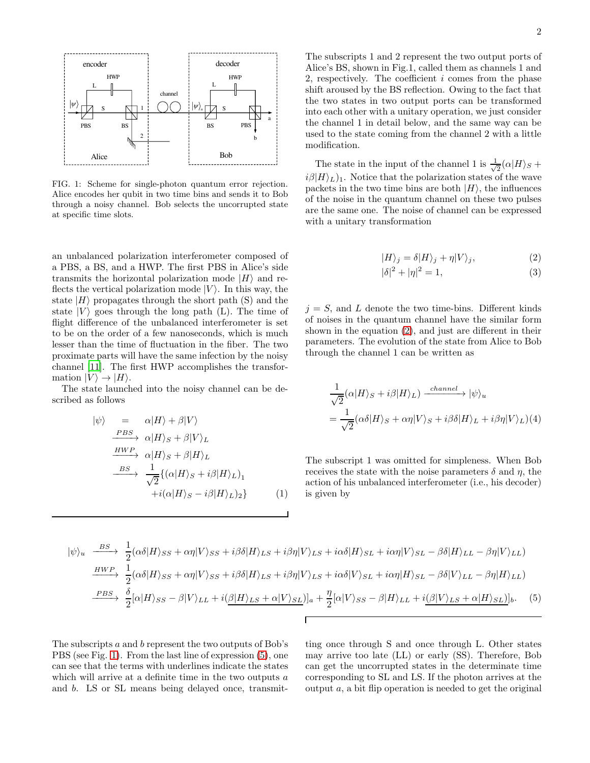FIG. 1: Scheme for single-photon quantum error rejection. Alice encodes her qubit in two time bins and sends it to Bob through a noisy channel. Bob selects the uncorrupted state at specific time slots.

an unbalanced polarization interferometer composed of a PBS, a BS, and a HWP. The first PBS in Alice's side transmits the horizontal polarization mode $|H\rangle$ and reflects the vertical polarization mode $|V\rangle$. In this way, the state $|H\rangle$ propagates through the short path (S) and the state $|V\rangle$ goes through the long path (L). The time of flight difference of the unbalanced interferometer is set to be on the order of a few nanoseconds, which is much lesser than the time of fluctuation in the fiber. The two proximate parts will have the same infection by the noisy channel [11]. The first HWP accomplishes the transformation $|V\rangle \to |H\rangle$.

The state launched into the noisy channel can be described as follows

$$
\begin{aligned}
|\psi\rangle &= \alpha|H\rangle + \beta|V\rangle \\
&\xrightarrow{PBS} \alpha|H\rangle_S + \beta|V\rangle_L \\
&\xrightarrow{HWP} \alpha|H\rangle_S + \beta|H\rangle_L \\
&\xrightarrow{BS} \frac{1}{\sqrt{2}}\{(\alpha|H\rangle_S + i\beta|H\rangle_L)_1 \\
&\qquad + i(\alpha|H\rangle_S - i\beta|H\rangle_L)_2\} \qquad (1)
\end{aligned}
$$

The subscripts 1 and 2 represent the two output ports of Alice's BS, shown in Fig.1, called them as channels 1 and 2, respectively. The coefficient $i$ comes from the phase shift aroused by the BS reflection. Owing to the fact that the two states in two output ports can be transformed into each other with a unitary operation, we just consider the channel 1 in detail below, and the same way can be used to the state coming from the channel 2 with a little modification.

The state in the input of the channel 1 is $\frac{1}{\sqrt{2}}(\alpha|H\rangle_S + i\beta|H\rangle_L)_1$. Notice that the polarization states of the wave packets in the two time bins are both $|H\rangle$, the influences of the noise in the quantum channel on these two pulses are the same one. The noise of channel can be expressed with a unitary transformation

$$
|H\rangle_j = \delta|H\rangle_j + \eta|V\rangle_j, \qquad (2)
$$

$$
|\delta|^2 + |\eta|^2 = 1, \qquad (3)
$$

$j = S$, and $L$ denote the two time-bins. Different kinds of noises in the quantum channel have the similar form shown in the equation (2), and just are different in their parameters. The evolution of the state from Alice to Bob through the channel 1 can be written as

$$
\begin{aligned}
&\frac{1}{\sqrt{2}}(\alpha|H\rangle_S + i\beta|H\rangle_L) \xrightarrow{channel} |\psi\rangle_u \\
&= \frac{1}{\sqrt{2}}(\alpha\delta|H\rangle_S + \alpha\eta|V\rangle_S + i\beta\delta|H\rangle_L + i\beta\eta|V\rangle_L) \qquad (4)
\end{aligned}
$$

The subscript 1 was omitted for simpleness. When Bob receives the state with the noise parameters $\delta$ and $\eta$, the action of his unbalanced interferometer (i.e., his decoder) is given by

$$
\begin{aligned}
|\psi\rangle_u \xrightarrow{BS}\; & \frac{1}{2}(\alpha\delta|H\rangle_{SS} + \alpha\eta|V\rangle_{SS} + i\beta\delta|H\rangle_{LS} + i\beta\eta|V\rangle_{LS} + i\alpha\delta|H\rangle_{SL} + i\alpha\eta|V\rangle_{SL} - \beta\delta|H\rangle_{LL} - \beta\eta|V\rangle_{LL}) \\
\xrightarrow{HWP}\; & \frac{1}{2}(\alpha\delta|H\rangle_{SS} + \alpha\eta|V\rangle_{SS} + i\beta\delta|H\rangle_{LS} + i\beta\eta|V\rangle_{LS} + i\alpha\delta|V\rangle_{SL} + i\alpha\eta|H\rangle_{SL} - \beta\delta|V\rangle_{LL} - \beta\eta|H\rangle_{LL}) \\
\xrightarrow{PBS}\; & \frac{\delta}{2}[\alpha|H\rangle_{SS} - \beta|V\rangle_{LL} + i(\underline{\beta|H\rangle_{LS} + \alpha|V\rangle_{SL}})]_a + \frac{\eta}{2}[\alpha|V\rangle_{SS} - \beta|H\rangle_{LL} + i(\underline{\beta|V\rangle_{LS} + \alpha|H\rangle_{SL}})]_b. \qquad (5)
\end{aligned}
$$

The subscripts $a$ and $b$ represent the two outputs of Bob's PBS (see Fig. 1). From the last line of expression (5), one can see that the terms with underlines indicate the states which will arrive at a definite time in the two outputs $a$ and $b$. LS or SL means being delayed once, transmitting once through S and once through L. Other states may arrive too late (LL) or early (SS). Therefore, Bob can get the uncorrupted states in the determinate time corresponding to SL and LS. If the photon arrives at the output $a$, a bit flip operation is needed to get the original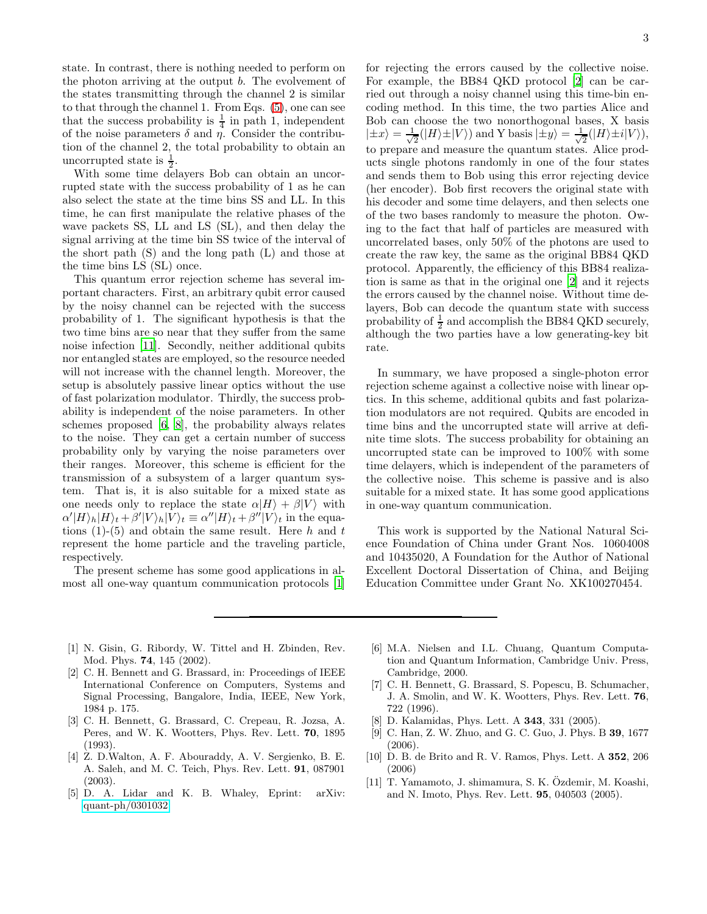state. In contrast, there is nothing needed to perform on the photon arriving at the output $b$. The evolvement of the states transmitting through the channel 2 is similar to that through the channel 1. From Eqs. (5), one can see that the success probability is $\frac{1}{4}$ in path 1, independent of the noise parameters $\delta$ and $\eta$. Consider the contribution of the channel 2, the total probability to obtain an uncorrupted state is $\frac{1}{2}$.

With some time delayers Bob can obtain an uncorrupted state with the success probability of 1 as he can also select the state at the time bins SS and LL. In this time, he can first manipulate the relative phases of the wave packets SS, LL and LS (SL), and then delay the signal arriving at the time bin SS twice of the interval of the short path (S) and the long path (L) and those at the time bins LS (SL) once.

This quantum error rejection scheme has several important characters. First, an arbitrary qubit error caused by the noisy channel can be rejected with the success probability of 1. The significant hypothesis is that the two time bins are so near that they suffer from the same noise infection [11]. Secondly, neither additional qubits nor entangled states are employed, so the resource needed will not increase with the channel length. Moreover, the setup is absolutely passive linear optics without the use of fast polarization modulator. Thirdly, the success probability is independent of the noise parameters. In other schemes proposed [6, 8], the probability always relates to the noise. They can get a certain number of success probability only by varying the noise parameters over their ranges. Moreover, this scheme is efficient for the transmission of a subsystem of a larger quantum system. That is, it is also suitable for a mixed state as one needs only to replace the state $\alpha|H\rangle + \beta|V\rangle$ with $\alpha'|H\rangle_h|H\rangle_t + \beta'|V\rangle_h|V\rangle_t \equiv \alpha''|H\rangle_t + \beta''|V\rangle_t$ in the equations (1)-(5) and obtain the same result. Here $h$ and $t$ represent the home particle and the traveling particle, respectively.

The present scheme has some good applications in almost all one-way quantum communication protocols [1] for rejecting the errors caused by the collective noise. For example, the BB84 QKD protocol [2] can be carried out through a noisy channel using this time-bin encoding method. In this time, the two parties Alice and Bob can choose the two nonorthogonal bases, X basis $|\pm x\rangle = \frac{1}{\sqrt{2}}(|H\rangle \pm |V\rangle)$ and Y basis $|\pm y\rangle = \frac{1}{\sqrt{2}}(|H\rangle \pm i|V\rangle)$, to prepare and measure the quantum states. Alice products single photons randomly in one of the four states and sends them to Bob using this error rejecting device (her encoder). Bob first recovers the original state with his decoder and some time delayers, and then selects one of the two bases randomly to measure the photon. Owing to the fact that half of particles are measured with uncorrelated bases, only 50% of the photons are used to create the raw key, the same as the original BB84 QKD protocol. Apparently, the efficiency of this BB84 realization is same as that in the original one [2] and it rejects the errors caused by the channel noise. Without time delayers, Bob can decode the quantum state with success probability of $\frac{1}{2}$ and accomplish the BB84 QKD securely, although the two parties have a low generating-key bit rate.

In summary, we have proposed a single-photon error rejection scheme against a collective noise with linear optics. In this scheme, additional qubits and fast polarization modulators are not required. Qubits are encoded in time bins and the uncorrupted state will arrive at definite time slots. The success probability for obtaining an uncorrupted state can be improved to 100% with some time delayers, which is independent of the parameters of the collective noise. This scheme is passive and is also suitable for a mixed state. It has some good applications in one-way quantum communication.

This work is supported by the National Natural Science Foundation of China under Grant Nos. 10604008 and 10435020, A Foundation for the Author of National Excellent Doctoral Dissertation of China, and Beijing Education Committee under Grant No. XK100270454.

---

[1] N. Gisin, G. Ribordy, W. Tittel and H. Zbinden, Rev. Mod. Phys. **74**, 145 (2002).

[2] C. H. Bennett and G. Brassard, in: Proceedings of IEEE International Conference on Computers, Systems and Signal Processing, Bangalore, India, IEEE, New York, 1984 p. 175.

[3] C. H. Bennett, G. Brassard, C. Crepeau, R. Jozsa, A. Peres, and W. K. Wootters, Phys. Rev. Lett. **70**, 1895 (1993).

[4] Z. D.Walton, A. F. Abouraddy, A. V. Sergienko, B. E. A. Saleh, and M. C. Teich, Phys. Rev. Lett. **91**, 087901 (2003).

[5] D. A. Lidar and K. B. Whaley, Eprint: arXiv: quant-ph/0301032

[6] M.A. Nielsen and I.L. Chuang, Quantum Computation and Quantum Information, Cambridge Univ. Press, Cambridge, 2000.

[7] C. H. Bennett, G. Brassard, S. Popescu, B. Schumacher, J. A. Smolin, and W. K. Wootters, Phys. Rev. Lett. **76**, 722 (1996).

[8] D. Kalamidas, Phys. Lett. A **343**, 331 (2005).

[9] C. Han, Z. W. Zhuo, and G. C. Guo, J. Phys. B **39**, 1677 (2006).

[10] D. B. de Brito and R. V. Ramos, Phys. Lett. A **352**, 206 (2006)

[11] T. Yamamoto, J. shimamura, S. K. Özdemir, M. Koashi, and N. Imoto, Phys. Rev. Lett. **95**, 040503 (2005).